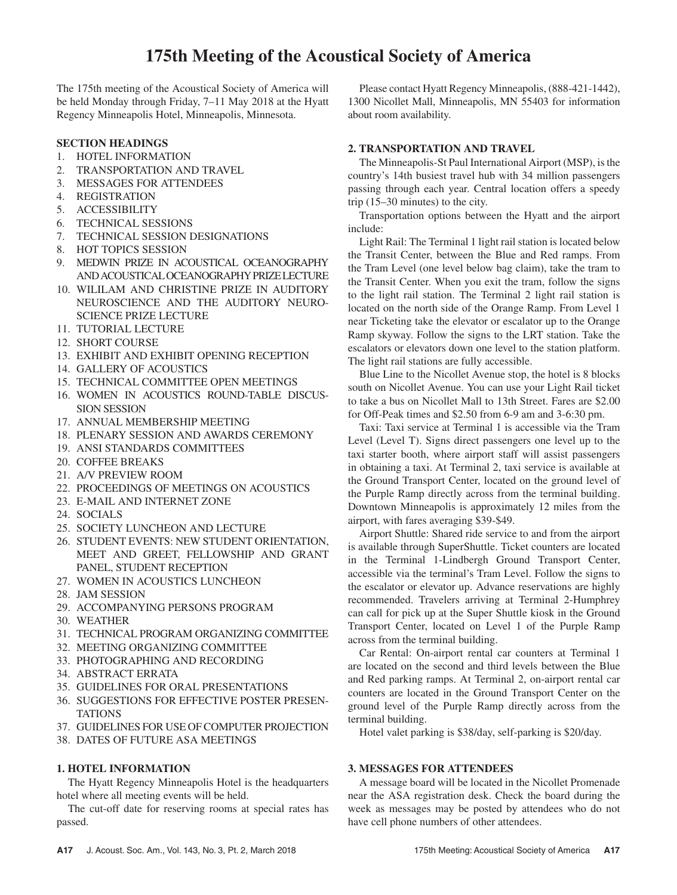# 175th Meeting of the Acoustical Society of America

The 175th meeting of the Acoustical Society of America will be held Monday through Friday, 7–11 May 2018 at the Hyatt Regency Minneapolis Hotel, Minneapolis, Minnesota.

**SECTION HEADINGS**

1. HOTEL INFORMATION
2. TRANSPORTATION AND TRAVEL
3. MESSAGES FOR ATTENDEES
4. REGISTRATION
5. ACCESSIBILITY
6. TECHNICAL SESSIONS
7. TECHNICAL SESSION DESIGNATIONS
8. HOT TOPICS SESSION
9. MEDWIN PRIZE IN ACOUSTICAL OCEANOGRAPHY AND ACOUSTICAL OCEANOGRAPHY PRIZE LECTURE
10. WILILAM AND CHRISTINE PRIZE IN AUDITORY NEUROSCIENCE AND THE AUDITORY NEUROSCIENCE PRIZE LECTURE
11. TUTORIAL LECTURE
12. SHORT COURSE
13. EXHIBIT AND EXHIBIT OPENING RECEPTION
14. GALLERY OF ACOUSTICS
15. TECHNICAL COMMITTEE OPEN MEETINGS
16. WOMEN IN ACOUSTICS ROUND-TABLE DISCUSSION SESSION
17. ANNUAL MEMBERSHIP MEETING
18. PLENARY SESSION AND AWARDS CEREMONY
19. ANSI STANDARDS COMMITTEES
20. COFFEE BREAKS
21. A/V PREVIEW ROOM
22. PROCEEDINGS OF MEETINGS ON ACOUSTICS
23. E-MAIL AND INTERNET ZONE
24. SOCIALS
25. SOCIETY LUNCHEON AND LECTURE
26. STUDENT EVENTS: NEW STUDENT ORIENTATION, MEET AND GREET, FELLOWSHIP AND GRANT PANEL, STUDENT RECEPTION
27. WOMEN IN ACOUSTICS LUNCHEON
28. JAM SESSION
29. ACCOMPANYING PERSONS PROGRAM
30. WEATHER
31. TECHNICAL PROGRAM ORGANIZING COMMITTEE
32. MEETING ORGANIZING COMMITTEE
33. PHOTOGRAPHING AND RECORDING
34. ABSTRACT ERRATA
35. GUIDELINES FOR ORAL PRESENTATIONS
36. SUGGESTIONS FOR EFFECTIVE POSTER PRESENTATIONS
37. GUIDELINES FOR USE OF COMPUTER PROJECTION
38. DATES OF FUTURE ASA MEETINGS

**1. HOTEL INFORMATION**

The Hyatt Regency Minneapolis Hotel is the headquarters hotel where all meeting events will be held.

The cut-off date for reserving rooms at special rates has passed.

Please contact Hyatt Regency Minneapolis, (888-421-1442), 1300 Nicollet Mall, Minneapolis, MN 55403 for information about room availability.

**2. TRANSPORTATION AND TRAVEL**

The Minneapolis-St Paul International Airport (MSP), is the country's 14th busiest travel hub with 34 million passengers passing through each year. Central location offers a speedy trip (15–30 minutes) to the city.

Transportation options between the Hyatt and the airport include:

Light Rail: The Terminal 1 light rail station is located below the Transit Center, between the Blue and Red ramps. From the Tram Level (one level below bag claim), take the tram to the Transit Center. When you exit the tram, follow the signs to the light rail station. The Terminal 2 light rail station is located on the north side of the Orange Ramp. From Level 1 near Ticketing take the elevator or escalator up to the Orange Ramp skyway. Follow the signs to the LRT station. Take the escalators or elevators down one level to the station platform. The light rail stations are fully accessible.

Blue Line to the Nicollet Avenue stop, the hotel is 8 blocks south on Nicollet Avenue. You can use your Light Rail ticket to take a bus on Nicollet Mall to 13th Street. Fares are $2.00 for Off-Peak times and $2.50 from 6-9 am and 3-6:30 pm.

Taxi: Taxi service at Terminal 1 is accessible via the Tram Level (Level T). Signs direct passengers one level up to the taxi starter booth, where airport staff will assist passengers in obtaining a taxi. At Terminal 2, taxi service is available at the Ground Transport Center, located on the ground level of the Purple Ramp directly across from the terminal building. Downtown Minneapolis is approximately 12 miles from the airport, with fares averaging $39-$49.

Airport Shuttle: Shared ride service to and from the airport is available through SuperShuttle. Ticket counters are located in the Terminal 1-Lindbergh Ground Transport Center, accessible via the terminal's Tram Level. Follow the signs to the escalator or elevator up. Advance reservations are highly recommended. Travelers arriving at Terminal 2-Humphrey can call for pick up at the Super Shuttle kiosk in the Ground Transport Center, located on Level 1 of the Purple Ramp across from the terminal building.

Car Rental: On-airport rental car counters at Terminal 1 are located on the second and third levels between the Blue and Red parking ramps. At Terminal 2, on-airport rental car counters are located in the Ground Transport Center on the ground level of the Purple Ramp directly across from the terminal building.

Hotel valet parking is $38/day, self-parking is $20/day.

**3. MESSAGES FOR ATTENDEES**

A message board will be located in the Nicollet Promenade near the ASA registration desk. Check the board during the week as messages may be posted by attendees who do not have cell phone numbers of other attendees.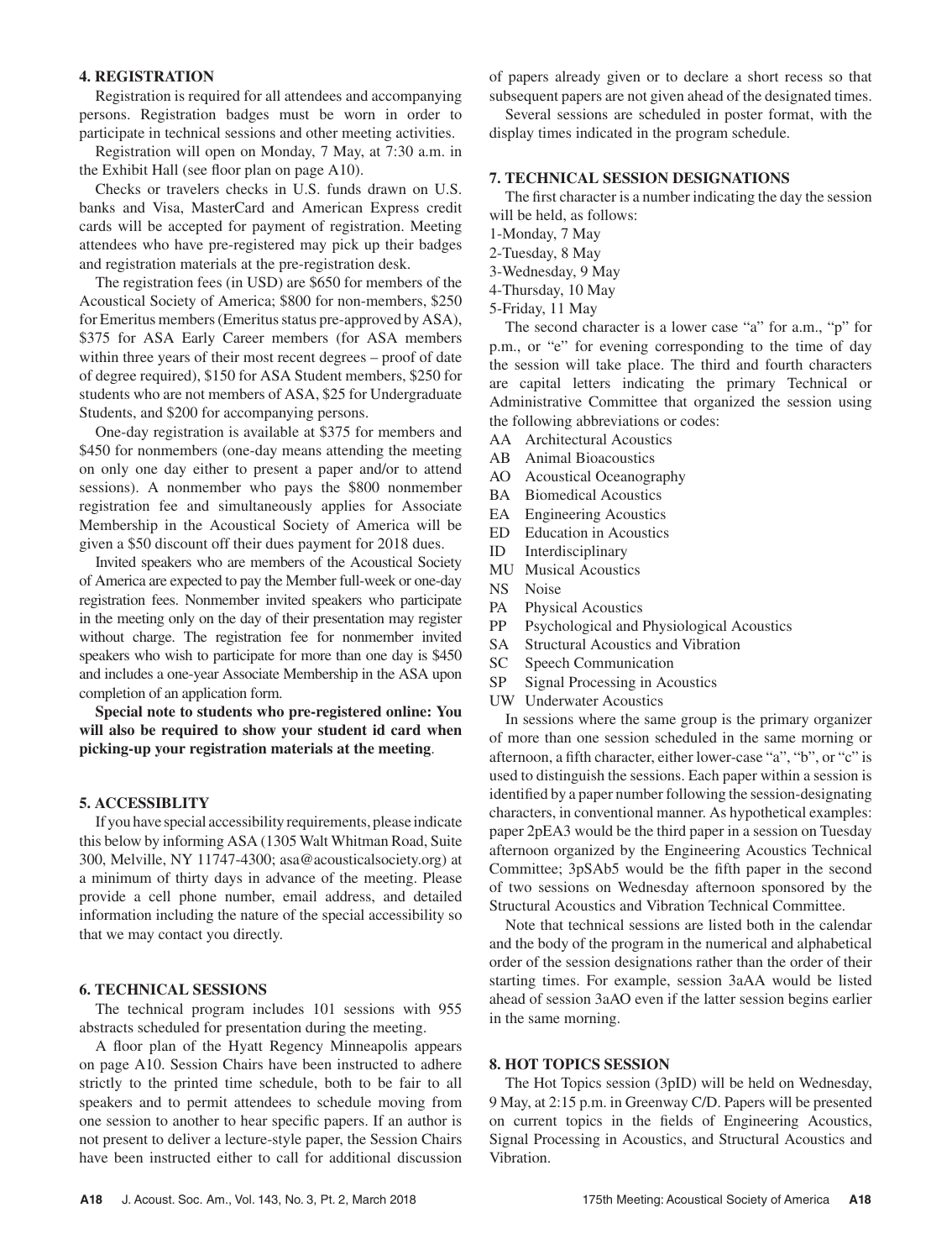### 4. REGISTRATION

Registration is required for all attendees and accompanying persons. Registration badges must be worn in order to participate in technical sessions and other meeting activities.

Registration will open on Monday, 7 May, at 7:30 a.m. in the Exhibit Hall (see floor plan on page A10).

Checks or travelers checks in U.S. funds drawn on U.S. banks and Visa, MasterCard and American Express credit cards will be accepted for payment of registration. Meeting attendees who have pre-registered may pick up their badges and registration materials at the pre-registration desk.

The registration fees (in USD) are $650 for members of the Acoustical Society of America; $800 for non-members, $250 for Emeritus members (Emeritus status pre-approved by ASA), $375 for ASA Early Career members (for ASA members within three years of their most recent degrees – proof of date of degree required), $150 for ASA Student members, $250 for students who are not members of ASA, $25 for Undergraduate Students, and $200 for accompanying persons.

One-day registration is available at $375 for members and $450 for nonmembers (one-day means attending the meeting on only one day either to present a paper and/or to attend sessions). A nonmember who pays the $800 nonmember registration fee and simultaneously applies for Associate Membership in the Acoustical Society of America will be given a $50 discount off their dues payment for 2018 dues.

Invited speakers who are members of the Acoustical Society of America are expected to pay the Member full-week or one-day registration fees. Nonmember invited speakers who participate in the meeting only on the day of their presentation may register without charge. The registration fee for nonmember invited speakers who wish to participate for more than one day is $450 and includes a one-year Associate Membership in the ASA upon completion of an application form.

**Special note to students who pre-registered online: You will also be required to show your student id card when picking-up your registration materials at the meeting**.

### 5. ACCESSIBLITY

If you have special accessibility requirements, please indicate this below by informing ASA (1305 Walt Whitman Road, Suite 300, Melville, NY 11747-4300; asa@acousticalsociety.org) at a minimum of thirty days in advance of the meeting. Please provide a cell phone number, email address, and detailed information including the nature of the special accessibility so that we may contact you directly.

### 6. TECHNICAL SESSIONS

The technical program includes 101 sessions with 955 abstracts scheduled for presentation during the meeting.

A floor plan of the Hyatt Regency Minneapolis appears on page A10. Session Chairs have been instructed to adhere strictly to the printed time schedule, both to be fair to all speakers and to permit attendees to schedule moving from one session to another to hear specific papers. If an author is not present to deliver a lecture-style paper, the Session Chairs have been instructed either to call for additional discussion of papers already given or to declare a short recess so that subsequent papers are not given ahead of the designated times.

Several sessions are scheduled in poster format, with the display times indicated in the program schedule.

### 7. TECHNICAL SESSION DESIGNATIONS

The first character is a number indicating the day the session will be held, as follows:

1-Monday, 7 May
2-Tuesday, 8 May
3-Wednesday, 9 May
4-Thursday, 10 May
5-Friday, 11 May

The second character is a lower case "a" for a.m., "p" for p.m., or "e" for evening corresponding to the time of day the session will take place. The third and fourth characters are capital letters indicating the primary Technical or Administrative Committee that organized the session using the following abbreviations or codes:

AA Architectural Acoustics
AB Animal Bioacoustics
AO Acoustical Oceanography
BA Biomedical Acoustics
EA Engineering Acoustics
ED Education in Acoustics
ID Interdisciplinary
MU Musical Acoustics
NS Noise
PA Physical Acoustics
PP Psychological and Physiological Acoustics
SA Structural Acoustics and Vibration
SC Speech Communication
SP Signal Processing in Acoustics
UW Underwater Acoustics

In sessions where the same group is the primary organizer of more than one session scheduled in the same morning or afternoon, a fifth character, either lower-case "a", "b", or "c" is used to distinguish the sessions. Each paper within a session is identified by a paper number following the session-designating characters, in conventional manner. As hypothetical examples: paper 2pEA3 would be the third paper in a session on Tuesday afternoon organized by the Engineering Acoustics Technical Committee; 3pSAb5 would be the fifth paper in the second of two sessions on Wednesday afternoon sponsored by the Structural Acoustics and Vibration Technical Committee.

Note that technical sessions are listed both in the calendar and the body of the program in the numerical and alphabetical order of the session designations rather than the order of their starting times. For example, session 3aAA would be listed ahead of session 3aAO even if the latter session begins earlier in the same morning.

### 8. HOT TOPICS SESSION

The Hot Topics session (3pID) will be held on Wednesday, 9 May, at 2:15 p.m. in Greenway C/D. Papers will be presented on current topics in the fields of Engineering Acoustics, Signal Processing in Acoustics, and Structural Acoustics and Vibration.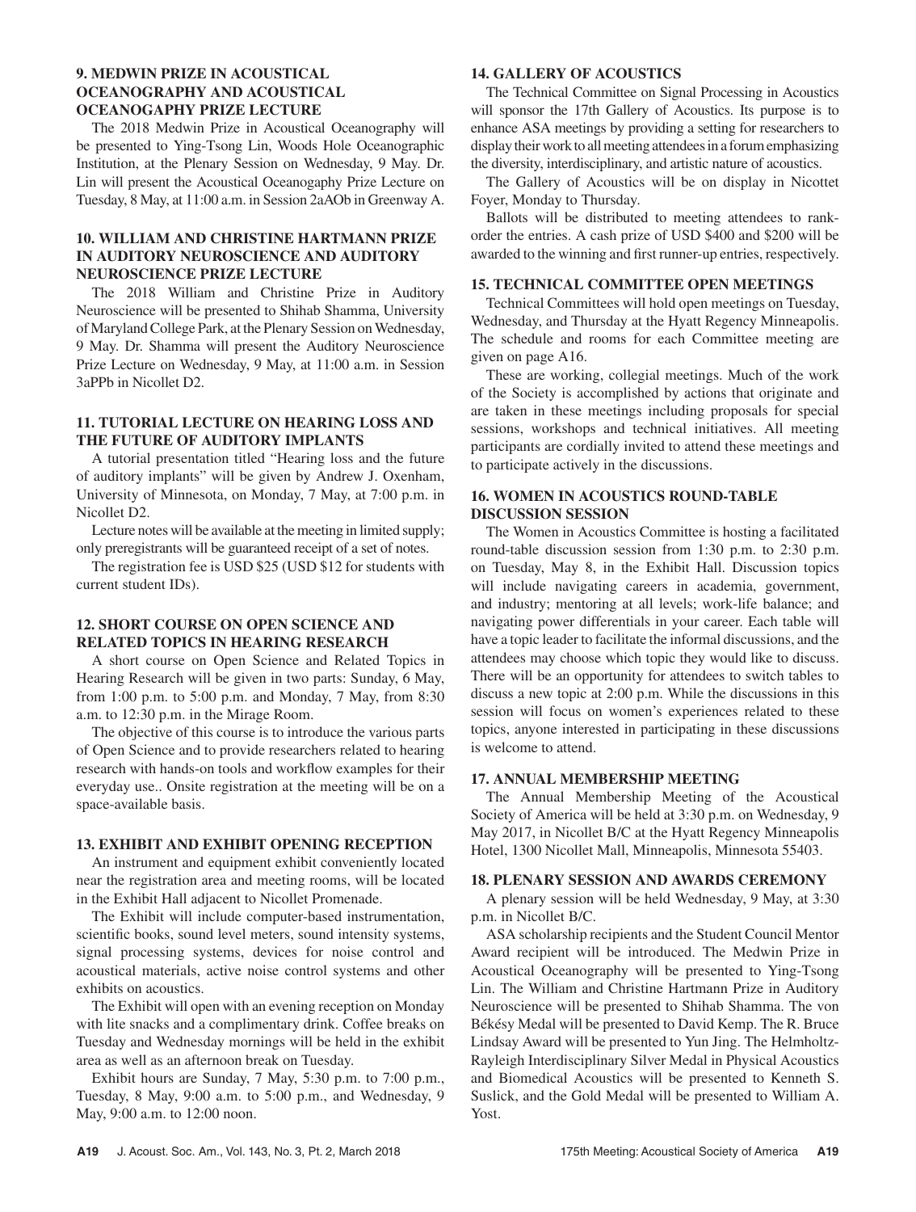### 9. MEDWIN PRIZE IN ACOUSTICAL OCEANOGRAPHY AND ACOUSTICAL OCEANOGAPHY PRIZE LECTURE

The 2018 Medwin Prize in Acoustical Oceanography will be presented to Ying-Tsong Lin, Woods Hole Oceanographic Institution, at the Plenary Session on Wednesday, 9 May. Dr. Lin will present the Acoustical Oceanogaphy Prize Lecture on Tuesday, 8 May, at 11:00 a.m. in Session 2aAOb in Greenway A.

### 10. WILLIAM AND CHRISTINE HARTMANN PRIZE IN AUDITORY NEUROSCIENCE AND AUDITORY NEUROSCIENCE PRIZE LECTURE

The 2018 William and Christine Prize in Auditory Neuroscience will be presented to Shihab Shamma, University of Maryland College Park, at the Plenary Session on Wednesday, 9 May. Dr. Shamma will present the Auditory Neuroscience Prize Lecture on Wednesday, 9 May, at 11:00 a.m. in Session 3aPPb in Nicollet D2.

### 11. TUTORIAL LECTURE ON HEARING LOSS AND THE FUTURE OF AUDITORY IMPLANTS

A tutorial presentation titled "Hearing loss and the future of auditory implants" will be given by Andrew J. Oxenham, University of Minnesota, on Monday, 7 May, at 7:00 p.m. in Nicollet D2.

Lecture notes will be available at the meeting in limited supply; only preregistrants will be guaranteed receipt of a set of notes.

The registration fee is USD $25 (USD $12 for students with current student IDs).

### 12. SHORT COURSE ON OPEN SCIENCE AND RELATED TOPICS IN HEARING RESEARCH

A short course on Open Science and Related Topics in Hearing Research will be given in two parts: Sunday, 6 May, from 1:00 p.m. to 5:00 p.m. and Monday, 7 May, from 8:30 a.m. to 12:30 p.m. in the Mirage Room.

The objective of this course is to introduce the various parts of Open Science and to provide researchers related to hearing research with hands-on tools and workflow examples for their everyday use.. Onsite registration at the meeting will be on a space-available basis.

### 13. EXHIBIT AND EXHIBIT OPENING RECEPTION

An instrument and equipment exhibit conveniently located near the registration area and meeting rooms, will be located in the Exhibit Hall adjacent to Nicollet Promenade.

The Exhibit will include computer-based instrumentation, scientific books, sound level meters, sound intensity systems, signal processing systems, devices for noise control and acoustical materials, active noise control systems and other exhibits on acoustics.

The Exhibit will open with an evening reception on Monday with lite snacks and a complimentary drink. Coffee breaks on Tuesday and Wednesday mornings will be held in the exhibit area as well as an afternoon break on Tuesday.

Exhibit hours are Sunday, 7 May, 5:30 p.m. to 7:00 p.m., Tuesday, 8 May, 9:00 a.m. to 5:00 p.m., and Wednesday, 9 May, 9:00 a.m. to 12:00 noon.

### 14. GALLERY OF ACOUSTICS

The Technical Committee on Signal Processing in Acoustics will sponsor the 17th Gallery of Acoustics. Its purpose is to enhance ASA meetings by providing a setting for researchers to display their work to all meeting attendees in a forum emphasizing the diversity, interdisciplinary, and artistic nature of acoustics.

The Gallery of Acoustics will be on display in Nicottet Foyer, Monday to Thursday.

Ballots will be distributed to meeting attendees to rank-order the entries. A cash prize of USD $400 and $200 will be awarded to the winning and first runner-up entries, respectively.

### 15. TECHNICAL COMMITTEE OPEN MEETINGS

Technical Committees will hold open meetings on Tuesday, Wednesday, and Thursday at the Hyatt Regency Minneapolis. The schedule and rooms for each Committee meeting are given on page A16.

These are working, collegial meetings. Much of the work of the Society is accomplished by actions that originate and are taken in these meetings including proposals for special sessions, workshops and technical initiatives. All meeting participants are cordially invited to attend these meetings and to participate actively in the discussions.

### 16. WOMEN IN ACOUSTICS ROUND-TABLE DISCUSSION SESSION

The Women in Acoustics Committee is hosting a facilitated round-table discussion session from 1:30 p.m. to 2:30 p.m. on Tuesday, May 8, in the Exhibit Hall. Discussion topics will include navigating careers in academia, government, and industry; mentoring at all levels; work-life balance; and navigating power differentials in your career. Each table will have a topic leader to facilitate the informal discussions, and the attendees may choose which topic they would like to discuss. There will be an opportunity for attendees to switch tables to discuss a new topic at 2:00 p.m. While the discussions in this session will focus on women's experiences related to these topics, anyone interested in participating in these discussions is welcome to attend.

### 17. ANNUAL MEMBERSHIP MEETING

The Annual Membership Meeting of the Acoustical Society of America will be held at 3:30 p.m. on Wednesday, 9 May 2017, in Nicollet B/C at the Hyatt Regency Minneapolis Hotel, 1300 Nicollet Mall, Minneapolis, Minnesota 55403.

### 18. PLENARY SESSION AND AWARDS CEREMONY

A plenary session will be held Wednesday, 9 May, at 3:30 p.m. in Nicollet B/C.

ASA scholarship recipients and the Student Council Mentor Award recipient will be introduced. The Medwin Prize in Acoustical Oceanography will be presented to Ying-Tsong Lin. The William and Christine Hartmann Prize in Auditory Neuroscience will be presented to Shihab Shamma. The von Békésy Medal will be presented to David Kemp. The R. Bruce Lindsay Award will be presented to Yun Jing. The Helmholtz-Rayleigh Interdisciplinary Silver Medal in Physical Acoustics and Biomedical Acoustics will be presented to Kenneth S. Suslick, and the Gold Medal will be presented to William A. Yost.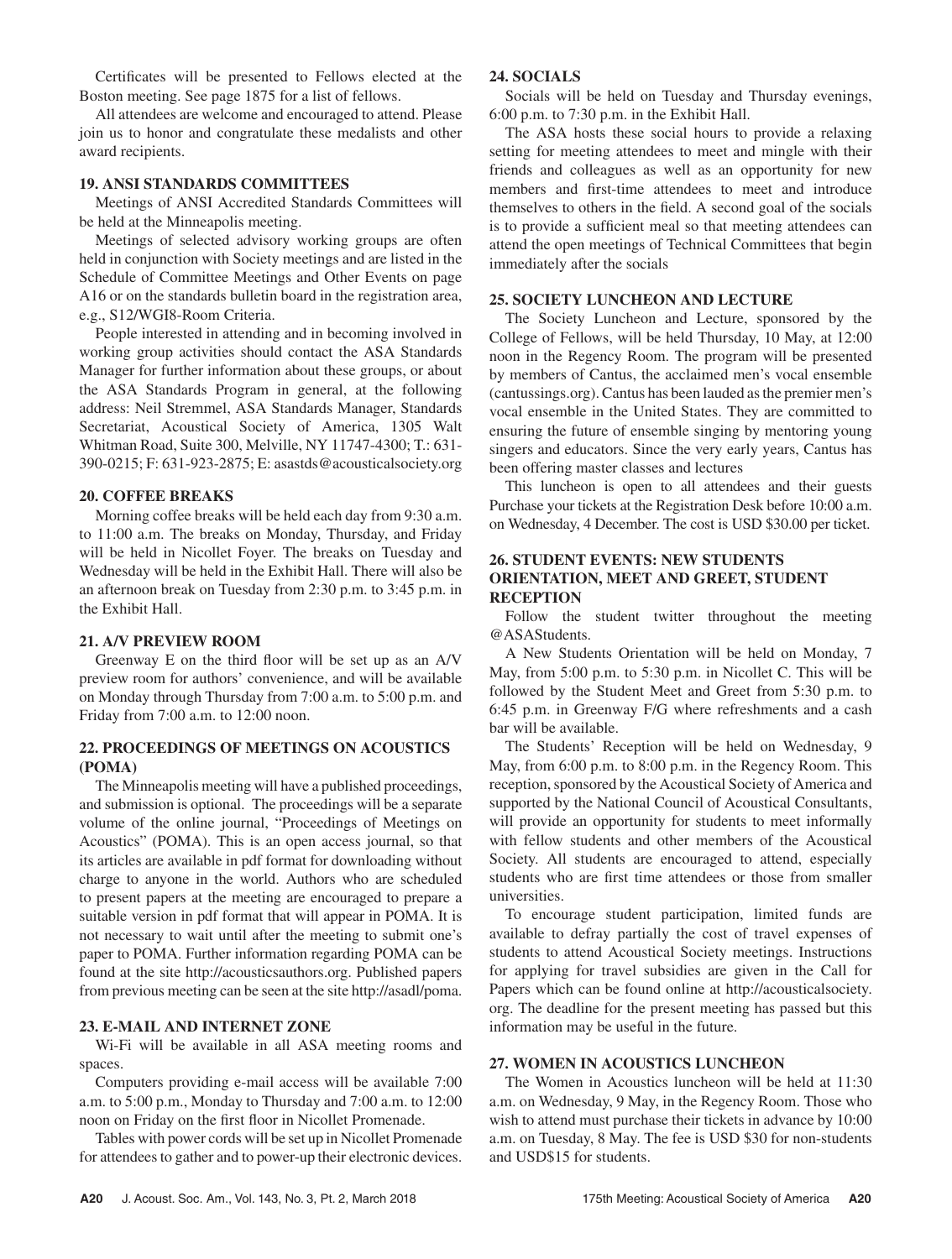Certificates will be presented to Fellows elected at the Boston meeting. See page 1875 for a list of fellows.

All attendees are welcome and encouraged to attend. Please join us to honor and congratulate these medalists and other award recipients.

## 19. ANSI STANDARDS COMMITTEES

Meetings of ANSI Accredited Standards Committees will be held at the Minneapolis meeting.

Meetings of selected advisory working groups are often held in conjunction with Society meetings and are listed in the Schedule of Committee Meetings and Other Events on page A16 or on the standards bulletin board in the registration area, e.g., S12/WGI8-Room Criteria.

People interested in attending and in becoming involved in working group activities should contact the ASA Standards Manager for further information about these groups, or about the ASA Standards Program in general, at the following address: Neil Stremmel, ASA Standards Manager, Standards Secretariat, Acoustical Society of America, 1305 Walt Whitman Road, Suite 300, Melville, NY 11747-4300; T.: 631-390-0215; F: 631-923-2875; E: asastds@acousticalsociety.org

## 20. COFFEE BREAKS

Morning coffee breaks will be held each day from 9:30 a.m. to 11:00 a.m. The breaks on Monday, Thursday, and Friday will be held in Nicollet Foyer. The breaks on Tuesday and Wednesday will be held in the Exhibit Hall. There will also be an afternoon break on Tuesday from 2:30 p.m. to 3:45 p.m. in the Exhibit Hall.

## 21. A/V PREVIEW ROOM

Greenway E on the third floor will be set up as an A/V preview room for authors' convenience, and will be available on Monday through Thursday from 7:00 a.m. to 5:00 p.m. and Friday from 7:00 a.m. to 12:00 noon.

## 22. PROCEEDINGS OF MEETINGS ON ACOUSTICS (POMA)

The Minneapolis meeting will have a published proceedings, and submission is optional. The proceedings will be a separate volume of the online journal, "Proceedings of Meetings on Acoustics" (POMA). This is an open access journal, so that its articles are available in pdf format for downloading without charge to anyone in the world. Authors who are scheduled to present papers at the meeting are encouraged to prepare a suitable version in pdf format that will appear in POMA. It is not necessary to wait until after the meeting to submit one's paper to POMA. Further information regarding POMA can be found at the site http://acousticsauthors.org. Published papers from previous meeting can be seen at the site http://asadl/poma.

## 23. E-MAIL AND INTERNET ZONE

Wi-Fi will be available in all ASA meeting rooms and spaces.

Computers providing e-mail access will be available 7:00 a.m. to 5:00 p.m., Monday to Thursday and 7:00 a.m. to 12:00 noon on Friday on the first floor in Nicollet Promenade.

Tables with power cords will be set up in Nicollet Promenade for attendees to gather and to power-up their electronic devices.

## 24. SOCIALS

Socials will be held on Tuesday and Thursday evenings, 6:00 p.m. to 7:30 p.m. in the Exhibit Hall.

The ASA hosts these social hours to provide a relaxing setting for meeting attendees to meet and mingle with their friends and colleagues as well as an opportunity for new members and first-time attendees to meet and introduce themselves to others in the field. A second goal of the socials is to provide a sufficient meal so that meeting attendees can attend the open meetings of Technical Committees that begin immediately after the socials

## 25. SOCIETY LUNCHEON AND LECTURE

The Society Luncheon and Lecture, sponsored by the College of Fellows, will be held Thursday, 10 May, at 12:00 noon in the Regency Room. The program will be presented by members of Cantus, the acclaimed men's vocal ensemble (cantussings.org). Cantus has been lauded as the premier men's vocal ensemble in the United States. They are committed to ensuring the future of ensemble singing by mentoring young singers and educators. Since the very early years, Cantus has been offering master classes and lectures

This luncheon is open to all attendees and their guests Purchase your tickets at the Registration Desk before 10:00 a.m. on Wednesday, 4 December. The cost is USD $30.00 per ticket.

## 26. STUDENT EVENTS: NEW STUDENTS ORIENTATION, MEET AND GREET, STUDENT RECEPTION

Follow the student twitter throughout the meeting @ASAStudents.

A New Students Orientation will be held on Monday, 7 May, from 5:00 p.m. to 5:30 p.m. in Nicollet C. This will be followed by the Student Meet and Greet from 5:30 p.m. to 6:45 p.m. in Greenway F/G where refreshments and a cash bar will be available.

The Students' Reception will be held on Wednesday, 9 May, from 6:00 p.m. to 8:00 p.m. in the Regency Room. This reception, sponsored by the Acoustical Society of America and supported by the National Council of Acoustical Consultants, will provide an opportunity for students to meet informally with fellow students and other members of the Acoustical Society. All students are encouraged to attend, especially students who are first time attendees or those from smaller universities.

To encourage student participation, limited funds are available to defray partially the cost of travel expenses of students to attend Acoustical Society meetings. Instructions for applying for travel subsidies are given in the Call for Papers which can be found online at http://acousticalsociety.org. The deadline for the present meeting has passed but this information may be useful in the future.

## 27. WOMEN IN ACOUSTICS LUNCHEON

The Women in Acoustics luncheon will be held at 11:30 a.m. on Wednesday, 9 May, in the Regency Room. Those who wish to attend must purchase their tickets in advance by 10:00 a.m. on Tuesday, 8 May. The fee is USD $30 for non-students and USD$15 for students.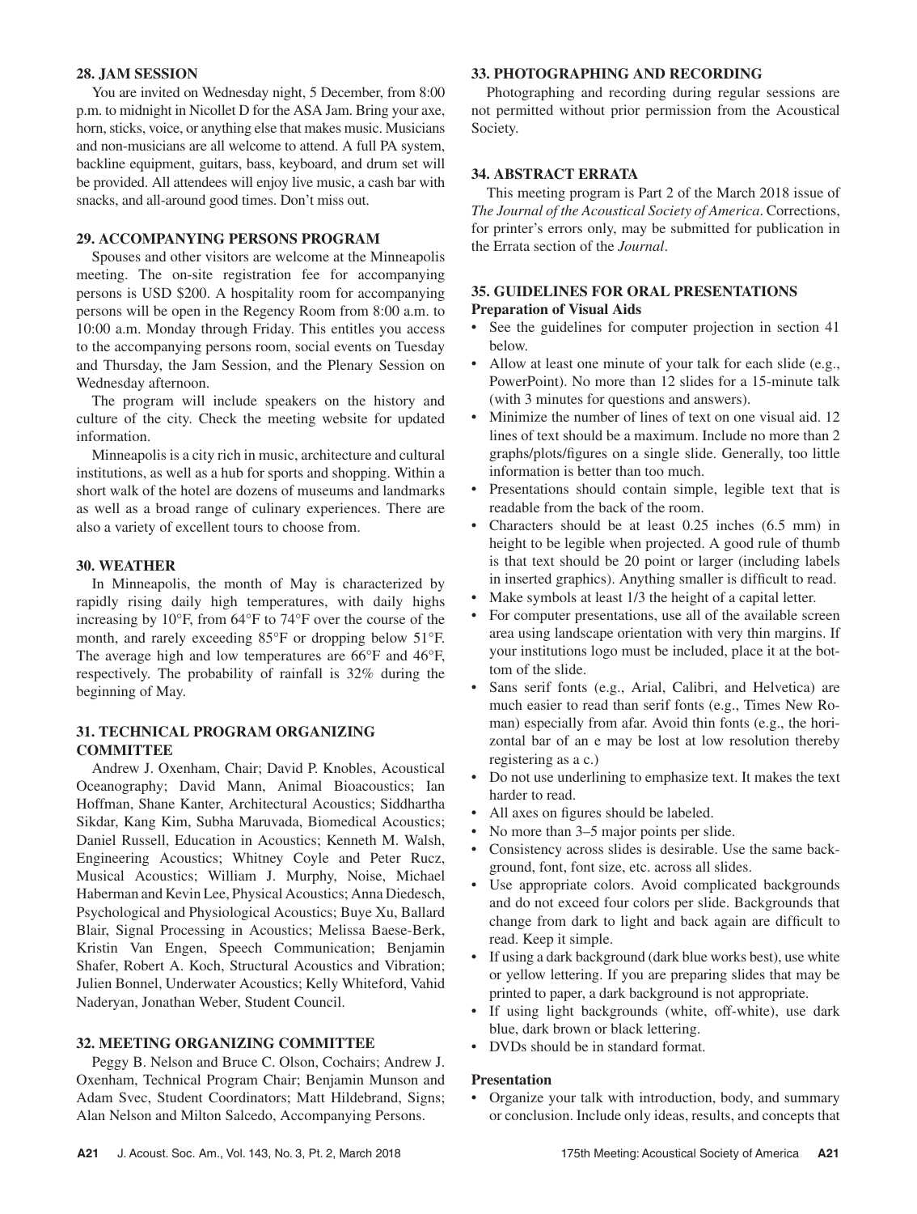### 28. JAM SESSION

You are invited on Wednesday night, 5 December, from 8:00 p.m. to midnight in Nicollet D for the ASA Jam. Bring your axe, horn, sticks, voice, or anything else that makes music. Musicians and non-musicians are all welcome to attend. A full PA system, backline equipment, guitars, bass, keyboard, and drum set will be provided. All attendees will enjoy live music, a cash bar with snacks, and all-around good times. Don't miss out.

### 29. ACCOMPANYING PERSONS PROGRAM

Spouses and other visitors are welcome at the Minneapolis meeting. The on-site registration fee for accompanying persons is USD $200. A hospitality room for accompanying persons will be open in the Regency Room from 8:00 a.m. to 10:00 a.m. Monday through Friday. This entitles you access to the accompanying persons room, social events on Tuesday and Thursday, the Jam Session, and the Plenary Session on Wednesday afternoon.

The program will include speakers on the history and culture of the city. Check the meeting website for updated information.

Minneapolis is a city rich in music, architecture and cultural institutions, as well as a hub for sports and shopping. Within a short walk of the hotel are dozens of museums and landmarks as well as a broad range of culinary experiences. There are also a variety of excellent tours to choose from.

### 30. WEATHER

In Minneapolis, the month of May is characterized by rapidly rising daily high temperatures, with daily highs increasing by 10°F, from 64°F to 74°F over the course of the month, and rarely exceeding 85°F or dropping below 51°F. The average high and low temperatures are 66°F and 46°F, respectively. The probability of rainfall is 32% during the beginning of May.

### 31. TECHNICAL PROGRAM ORGANIZING COMMITTEE

Andrew J. Oxenham, Chair; David P. Knobles, Acoustical Oceanography; David Mann, Animal Bioacoustics; Ian Hoffman, Shane Kanter, Architectural Acoustics; Siddhartha Sikdar, Kang Kim, Subha Maruvada, Biomedical Acoustics; Daniel Russell, Education in Acoustics; Kenneth M. Walsh, Engineering Acoustics; Whitney Coyle and Peter Rucz, Musical Acoustics; William J. Murphy, Noise, Michael Haberman and Kevin Lee, Physical Acoustics; Anna Diedesch, Psychological and Physiological Acoustics; Buye Xu, Ballard Blair, Signal Processing in Acoustics; Melissa Baese-Berk, Kristin Van Engen, Speech Communication; Benjamin Shafer, Robert A. Koch, Structural Acoustics and Vibration; Julien Bonnel, Underwater Acoustics; Kelly Whiteford, Vahid Naderyan, Jonathan Weber, Student Council.

### 32. MEETING ORGANIZING COMMITTEE

Peggy B. Nelson and Bruce C. Olson, Cochairs; Andrew J. Oxenham, Technical Program Chair; Benjamin Munson and Adam Svec, Student Coordinators; Matt Hildebrand, Signs; Alan Nelson and Milton Salcedo, Accompanying Persons.

### 33. PHOTOGRAPHING AND RECORDING

Photographing and recording during regular sessions are not permitted without prior permission from the Acoustical Society.

### 34. ABSTRACT ERRATA

This meeting program is Part 2 of the March 2018 issue of *The Journal of the Acoustical Society of America*. Corrections, for printer's errors only, may be submitted for publication in the Errata section of the *Journal*.

### 35. GUIDELINES FOR ORAL PRESENTATIONS

**Preparation of Visual Aids**

- See the guidelines for computer projection in section 41 below.
- Allow at least one minute of your talk for each slide (e.g., PowerPoint). No more than 12 slides for a 15-minute talk (with 3 minutes for questions and answers).
- Minimize the number of lines of text on one visual aid. 12 lines of text should be a maximum. Include no more than 2 graphs/plots/figures on a single slide. Generally, too little information is better than too much.
- Presentations should contain simple, legible text that is readable from the back of the room.
- Characters should be at least 0.25 inches (6.5 mm) in height to be legible when projected. A good rule of thumb is that text should be 20 point or larger (including labels in inserted graphics). Anything smaller is difficult to read.
- Make symbols at least 1/3 the height of a capital letter.
- For computer presentations, use all of the available screen area using landscape orientation with very thin margins. If your institutions logo must be included, place it at the bottom of the slide.
- Sans serif fonts (e.g., Arial, Calibri, and Helvetica) are much easier to read than serif fonts (e.g., Times New Roman) especially from afar. Avoid thin fonts (e.g., the horizontal bar of an e may be lost at low resolution thereby registering as a c.)
- Do not use underlining to emphasize text. It makes the text harder to read.
- All axes on figures should be labeled.
- No more than 3–5 major points per slide.
- Consistency across slides is desirable. Use the same background, font, font size, etc. across all slides.
- Use appropriate colors. Avoid complicated backgrounds and do not exceed four colors per slide. Backgrounds that change from dark to light and back again are difficult to read. Keep it simple.
- If using a dark background (dark blue works best), use white or yellow lettering. If you are preparing slides that may be printed to paper, a dark background is not appropriate.
- If using light backgrounds (white, off-white), use dark blue, dark brown or black lettering.
- DVDs should be in standard format.

**Presentation**

- Organize your talk with introduction, body, and summary or conclusion. Include only ideas, results, and concepts that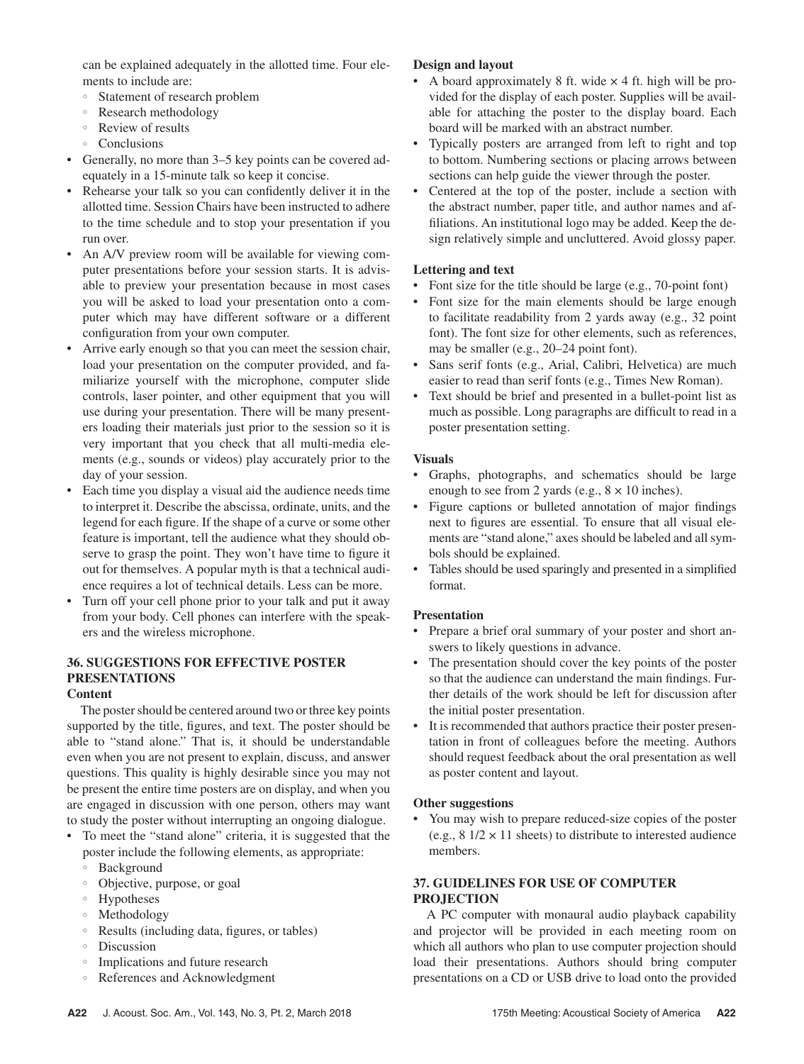can be explained adequately in the allotted time. Four elements to include are:

- ◦ Statement of research problem
- ◦ Research methodology
- ◦ Review of results
- ◦ Conclusions

- Generally, no more than 3–5 key points can be covered adequately in a 15-minute talk so keep it concise.
- Rehearse your talk so you can confidently deliver it in the allotted time. Session Chairs have been instructed to adhere to the time schedule and to stop your presentation if you run over.
- An A/V preview room will be available for viewing computer presentations before your session starts. It is advisable to preview your presentation because in most cases you will be asked to load your presentation onto a computer which may have different software or a different configuration from your own computer.
- Arrive early enough so that you can meet the session chair, load your presentation on the computer provided, and familiarize yourself with the microphone, computer slide controls, laser pointer, and other equipment that you will use during your presentation. There will be many presenters loading their materials just prior to the session so it is very important that you check that all multi-media elements (e.g., sounds or videos) play accurately prior to the day of your session.
- Each time you display a visual aid the audience needs time to interpret it. Describe the abscissa, ordinate, units, and the legend for each figure. If the shape of a curve or some other feature is important, tell the audience what they should observe to grasp the point. They won't have time to figure it out for themselves. A popular myth is that a technical audience requires a lot of technical details. Less can be more.
- Turn off your cell phone prior to your talk and put it away from your body. Cell phones can interfere with the speakers and the wireless microphone.

## 36. SUGGESTIONS FOR EFFECTIVE POSTER PRESENTATIONS

### Content

The poster should be centered around two or three key points supported by the title, figures, and text. The poster should be able to "stand alone." That is, it should be understandable even when you are not present to explain, discuss, and answer questions. This quality is highly desirable since you may not be present the entire time posters are on display, and when you are engaged in discussion with one person, others may want to study the poster without interrupting an ongoing dialogue.

- To meet the "stand alone" criteria, it is suggested that the poster include the following elements, as appropriate:
  - ◦ Background
  - ◦ Objective, purpose, or goal
  - ◦ Hypotheses
  - ◦ Methodology
  - ◦ Results (including data, figures, or tables)
  - ◦ Discussion
  - ◦ Implications and future research
  - ◦ References and Acknowledgment

### Design and layout

- A board approximately 8 ft. wide × 4 ft. high will be provided for the display of each poster. Supplies will be available for attaching the poster to the display board. Each board will be marked with an abstract number.
- Typically posters are arranged from left to right and top to bottom. Numbering sections or placing arrows between sections can help guide the viewer through the poster.
- Centered at the top of the poster, include a section with the abstract number, paper title, and author names and affiliations. An institutional logo may be added. Keep the design relatively simple and uncluttered. Avoid glossy paper.

### Lettering and text

- Font size for the title should be large (e.g., 70-point font)
- Font size for the main elements should be large enough to facilitate readability from 2 yards away (e.g., 32 point font). The font size for other elements, such as references, may be smaller (e.g., 20–24 point font).
- Sans serif fonts (e.g., Arial, Calibri, Helvetica) are much easier to read than serif fonts (e.g., Times New Roman).
- Text should be brief and presented in a bullet-point list as much as possible. Long paragraphs are difficult to read in a poster presentation setting.

### Visuals

- Graphs, photographs, and schematics should be large enough to see from 2 yards (e.g., 8 × 10 inches).
- Figure captions or bulleted annotation of major findings next to figures are essential. To ensure that all visual elements are "stand alone," axes should be labeled and all symbols should be explained.
- Tables should be used sparingly and presented in a simplified format.

### Presentation

- Prepare a brief oral summary of your poster and short answers to likely questions in advance.
- The presentation should cover the key points of the poster so that the audience can understand the main findings. Further details of the work should be left for discussion after the initial poster presentation.
- It is recommended that authors practice their poster presentation in front of colleagues before the meeting. Authors should request feedback about the oral presentation as well as poster content and layout.

### Other suggestions

- You may wish to prepare reduced-size copies of the poster (e.g., 8 1/2 × 11 sheets) to distribute to interested audience members.

## 37. GUIDELINES FOR USE OF COMPUTER PROJECTION

A PC computer with monaural audio playback capability and projector will be provided in each meeting room on which all authors who plan to use computer projection should load their presentations. Authors should bring computer presentations on a CD or USB drive to load onto the provided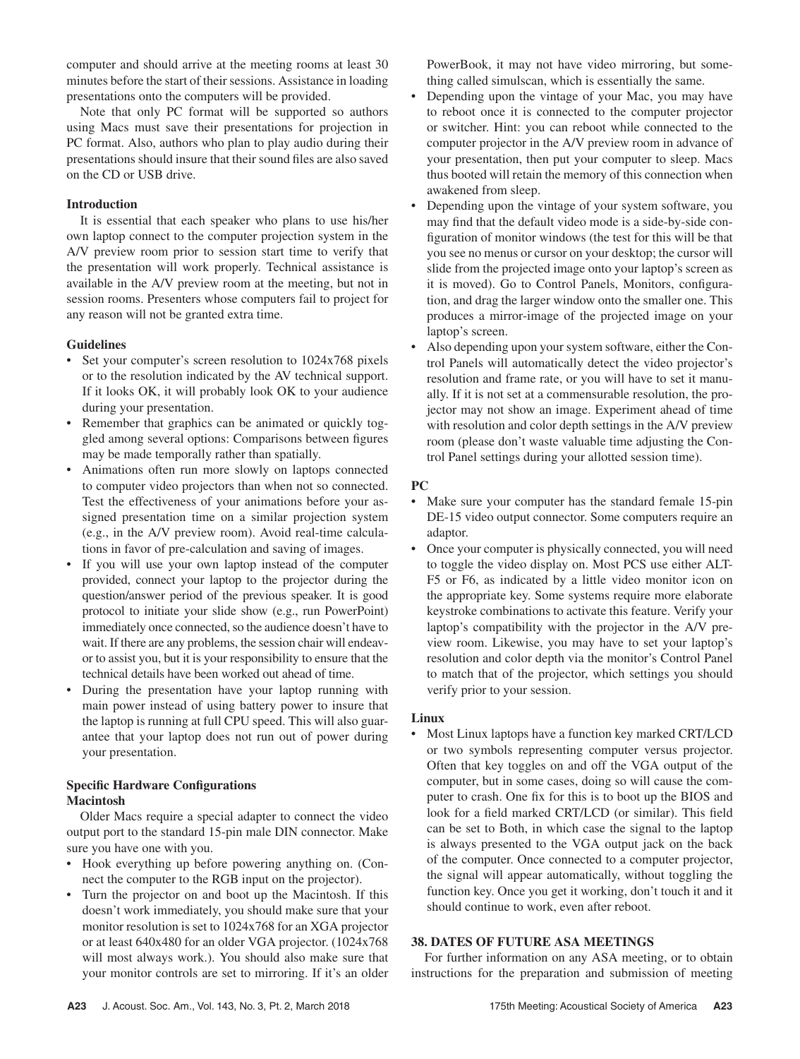computer and should arrive at the meeting rooms at least 30 minutes before the start of their sessions. Assistance in loading presentations onto the computers will be provided.

Note that only PC format will be supported so authors using Macs must save their presentations for projection in PC format. Also, authors who plan to play audio during their presentations should insure that their sound files are also saved on the CD or USB drive.

**Introduction**

It is essential that each speaker who plans to use his/her own laptop connect to the computer projection system in the A/V preview room prior to session start time to verify that the presentation will work properly. Technical assistance is available in the A/V preview room at the meeting, but not in session rooms. Presenters whose computers fail to project for any reason will not be granted extra time.

**Guidelines**

- Set your computer's screen resolution to 1024x768 pixels or to the resolution indicated by the AV technical support. If it looks OK, it will probably look OK to your audience during your presentation.
- Remember that graphics can be animated or quickly toggled among several options: Comparisons between figures may be made temporally rather than spatially.
- Animations often run more slowly on laptops connected to computer video projectors than when not so connected. Test the effectiveness of your animations before your assigned presentation time on a similar projection system (e.g., in the A/V preview room). Avoid real-time calculations in favor of pre-calculation and saving of images.
- If you will use your own laptop instead of the computer provided, connect your laptop to the projector during the question/answer period of the previous speaker. It is good protocol to initiate your slide show (e.g., run PowerPoint) immediately once connected, so the audience doesn't have to wait. If there are any problems, the session chair will endeavor to assist you, but it is your responsibility to ensure that the technical details have been worked out ahead of time.
- During the presentation have your laptop running with main power instead of using battery power to insure that the laptop is running at full CPU speed. This will also guarantee that your laptop does not run out of power during your presentation.

**Specific Hardware Configurations**

**Macintosh**

Older Macs require a special adapter to connect the video output port to the standard 15-pin male DIN connector. Make sure you have one with you.

- Hook everything up before powering anything on. (Connect the computer to the RGB input on the projector).
- Turn the projector on and boot up the Macintosh. If this doesn't work immediately, you should make sure that your monitor resolution is set to 1024x768 for an XGA projector or at least 640x480 for an older VGA projector. (1024x768 will most always work.). You should also make sure that your monitor controls are set to mirroring. If it's an older PowerBook, it may not have video mirroring, but something called simulscan, which is essentially the same.
- Depending upon the vintage of your Mac, you may have to reboot once it is connected to the computer projector or switcher. Hint: you can reboot while connected to the computer projector in the A/V preview room in advance of your presentation, then put your computer to sleep. Macs thus booted will retain the memory of this connection when awakened from sleep.
- Depending upon the vintage of your system software, you may find that the default video mode is a side-by-side configuration of monitor windows (the test for this will be that you see no menus or cursor on your desktop; the cursor will slide from the projected image onto your laptop's screen as it is moved). Go to Control Panels, Monitors, configuration, and drag the larger window onto the smaller one. This produces a mirror-image of the projected image on your laptop's screen.
- Also depending upon your system software, either the Control Panels will automatically detect the video projector's resolution and frame rate, or you will have to set it manually. If it is not set at a commensurable resolution, the projector may not show an image. Experiment ahead of time with resolution and color depth settings in the A/V preview room (please don't waste valuable time adjusting the Control Panel settings during your allotted session time).

**PC**

- Make sure your computer has the standard female 15-pin DE-15 video output connector. Some computers require an adaptor.
- Once your computer is physically connected, you will need to toggle the video display on. Most PCS use either ALT-F5 or F6, as indicated by a little video monitor icon on the appropriate key. Some systems require more elaborate keystroke combinations to activate this feature. Verify your laptop's compatibility with the projector in the A/V preview room. Likewise, you may have to set your laptop's resolution and color depth via the monitor's Control Panel to match that of the projector, which settings you should verify prior to your session.

**Linux**

- Most Linux laptops have a function key marked CRT/LCD or two symbols representing computer versus projector. Often that key toggles on and off the VGA output of the computer, but in some cases, doing so will cause the computer to crash. One fix for this is to boot up the BIOS and look for a field marked CRT/LCD (or similar). This field can be set to Both, in which case the signal to the laptop is always presented to the VGA output jack on the back of the computer. Once connected to a computer projector, the signal will appear automatically, without toggling the function key. Once you get it working, don't touch it and it should continue to work, even after reboot.

**38. DATES OF FUTURE ASA MEETINGS**

For further information on any ASA meeting, or to obtain instructions for the preparation and submission of meeting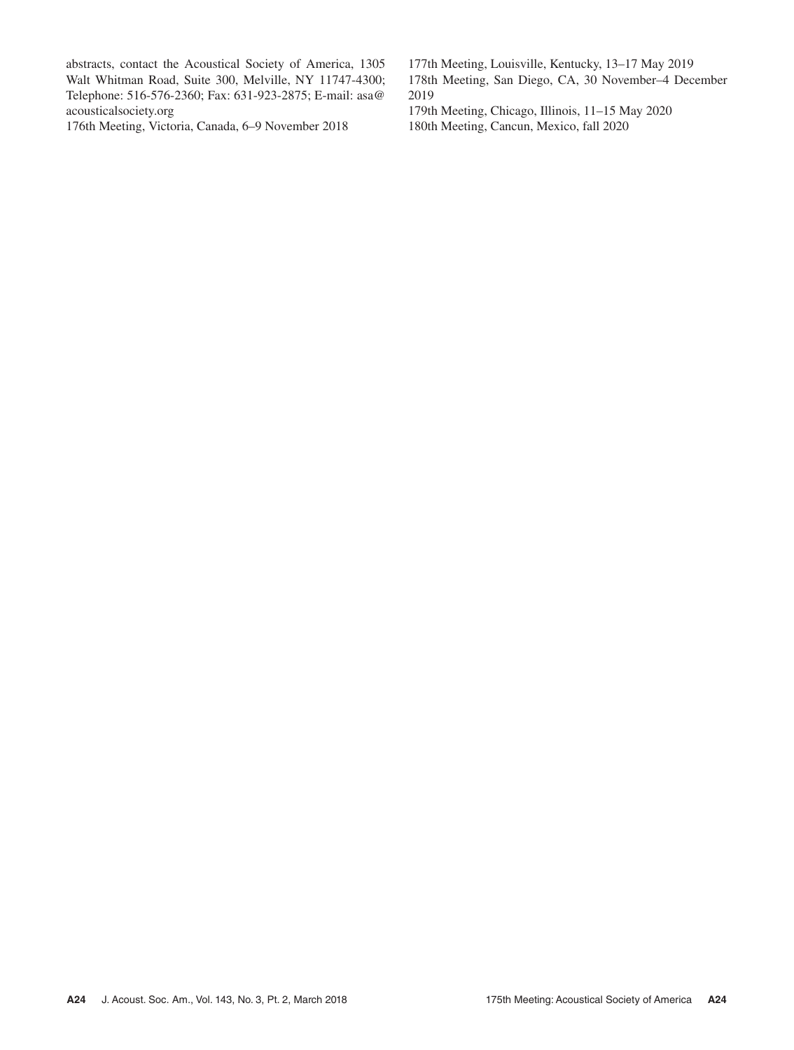abstracts, contact the Acoustical Society of America, 1305 Walt Whitman Road, Suite 300, Melville, NY 11747-4300; Telephone: 516-576-2360; Fax: 631-923-2875; E-mail: asa@acousticalsociety.org

176th Meeting, Victoria, Canada, 6–9 November 2018

177th Meeting, Louisville, Kentucky, 13–17 May 2019

178th Meeting, San Diego, CA, 30 November–4 December 2019

179th Meeting, Chicago, Illinois, 11–15 May 2020

180th Meeting, Cancun, Mexico, fall 2020